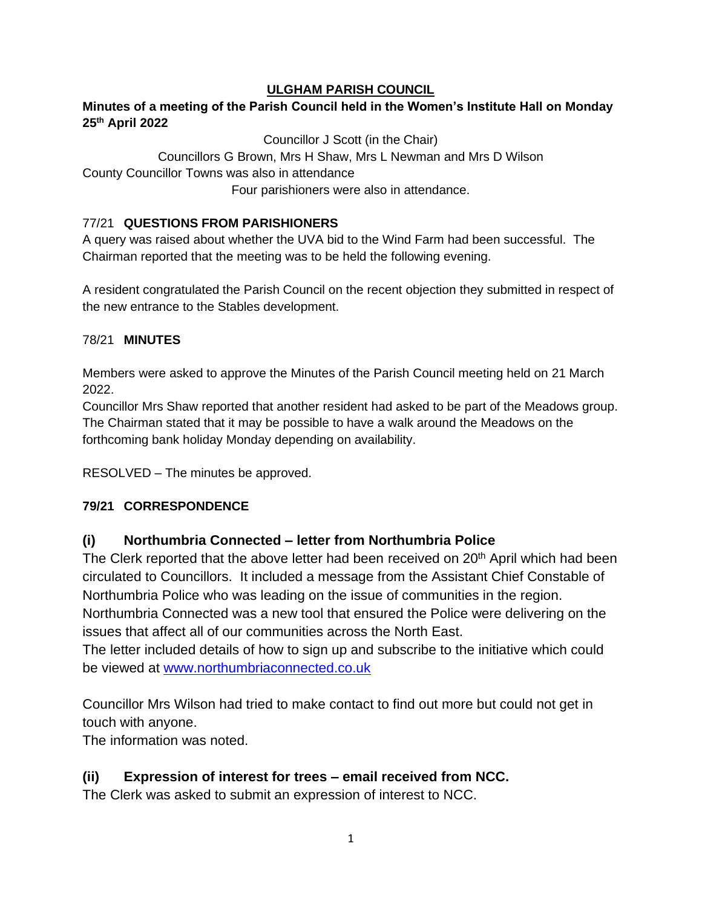# ULGHAM PARISH COUNCIL

**Minutes of a meeting of the Parish Council held in the Women's Institute Hall on Monday 25th April 2022**

Councillor J Scott (in the Chair)

Councillors G Brown, Mrs H Shaw, Mrs L Newman and Mrs D Wilson

County Councillor Towns was also in attendance

Four parishioners were also in attendance.

77/21 **QUESTIONS FROM PARISHIONERS**

A query was raised about whether the UVA bid to the Wind Farm had been successful. The Chairman reported that the meeting was to be held the following evening.

A resident congratulated the Parish Council on the recent objection they submitted in respect of the new entrance to the Stables development.

78/21 **MINUTES**

Members were asked to approve the Minutes of the Parish Council meeting held on 21 March 2022.

Councillor Mrs Shaw reported that another resident had asked to be part of the Meadows group. The Chairman stated that it may be possible to have a walk around the Meadows on the forthcoming bank holiday Monday depending on availability.

RESOLVED – The minutes be approved.

**79/21 CORRESPONDENCE**

## (i) Northumbria Connected – letter from Northumbria Police

The Clerk reported that the above letter had been received on 20th April which had been circulated to Councillors. It included a message from the Assistant Chief Constable of Northumbria Police who was leading on the issue of communities in the region.

Northumbria Connected was a new tool that ensured the Police were delivering on the issues that affect all of our communities across the North East.

The letter included details of how to sign up and subscribe to the initiative which could be viewed at [www.northumbriaconnected.co.uk](http://www.northumbriaconnected.co.uk)

Councillor Mrs Wilson had tried to make contact to find out more but could not get in touch with anyone.

The information was noted.

## (ii) Expression of interest for trees – email received from NCC.

The Clerk was asked to submit an expression of interest to NCC.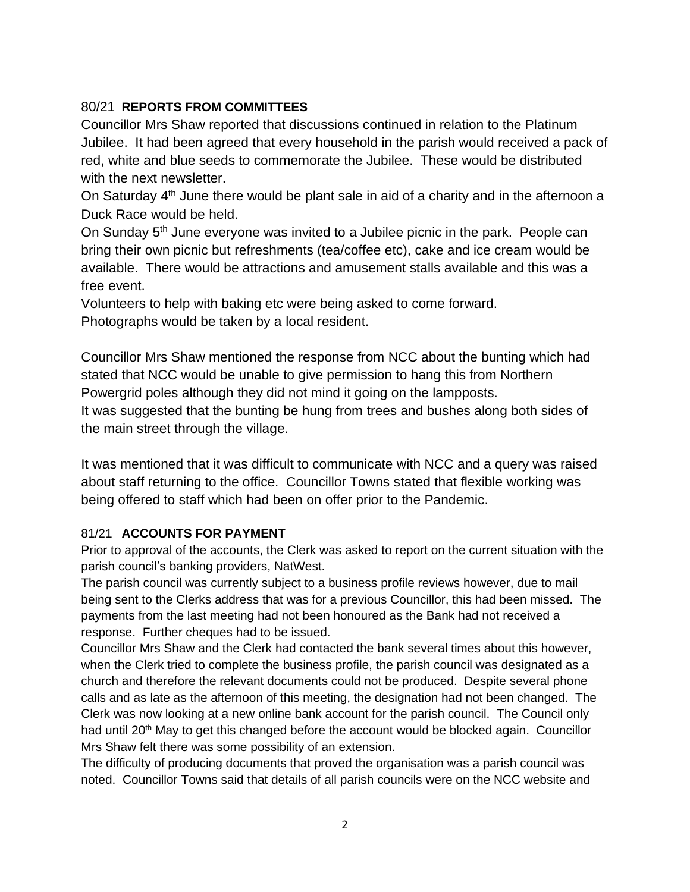80/21 **REPORTS FROM COMMITTEES**

Councillor Mrs Shaw reported that discussions continued in relation to the Platinum Jubilee. It had been agreed that every household in the parish would received a pack of red, white and blue seeds to commemorate the Jubilee. These would be distributed with the next newsletter.

On Saturday 4th June there would be plant sale in aid of a charity and in the afternoon a Duck Race would be held.

On Sunday 5th June everyone was invited to a Jubilee picnic in the park. People can bring their own picnic but refreshments (tea/coffee etc), cake and ice cream would be available. There would be attractions and amusement stalls available and this was a free event.

Volunteers to help with baking etc were being asked to come forward.

Photographs would be taken by a local resident.

Councillor Mrs Shaw mentioned the response from NCC about the bunting which had stated that NCC would be unable to give permission to hang this from Northern Powergrid poles although they did not mind it going on the lampposts.

It was suggested that the bunting be hung from trees and bushes along both sides of the main street through the village.

It was mentioned that it was difficult to communicate with NCC and a query was raised about staff returning to the office. Councillor Towns stated that flexible working was being offered to staff which had been on offer prior to the Pandemic.

81/21 **ACCOUNTS FOR PAYMENT**

Prior to approval of the accounts, the Clerk was asked to report on the current situation with the parish council's banking providers, NatWest.

The parish council was currently subject to a business profile reviews however, due to mail being sent to the Clerks address that was for a previous Councillor, this had been missed. The payments from the last meeting had not been honoured as the Bank had not received a response. Further cheques had to be issued.

Councillor Mrs Shaw and the Clerk had contacted the bank several times about this however, when the Clerk tried to complete the business profile, the parish council was designated as a church and therefore the relevant documents could not be produced. Despite several phone calls and as late as the afternoon of this meeting, the designation had not been changed. The Clerk was now looking at a new online bank account for the parish council. The Council only had until 20th May to get this changed before the account would be blocked again. Councillor Mrs Shaw felt there was some possibility of an extension.

The difficulty of producing documents that proved the organisation was a parish council was noted. Councillor Towns said that details of all parish councils were on the NCC website and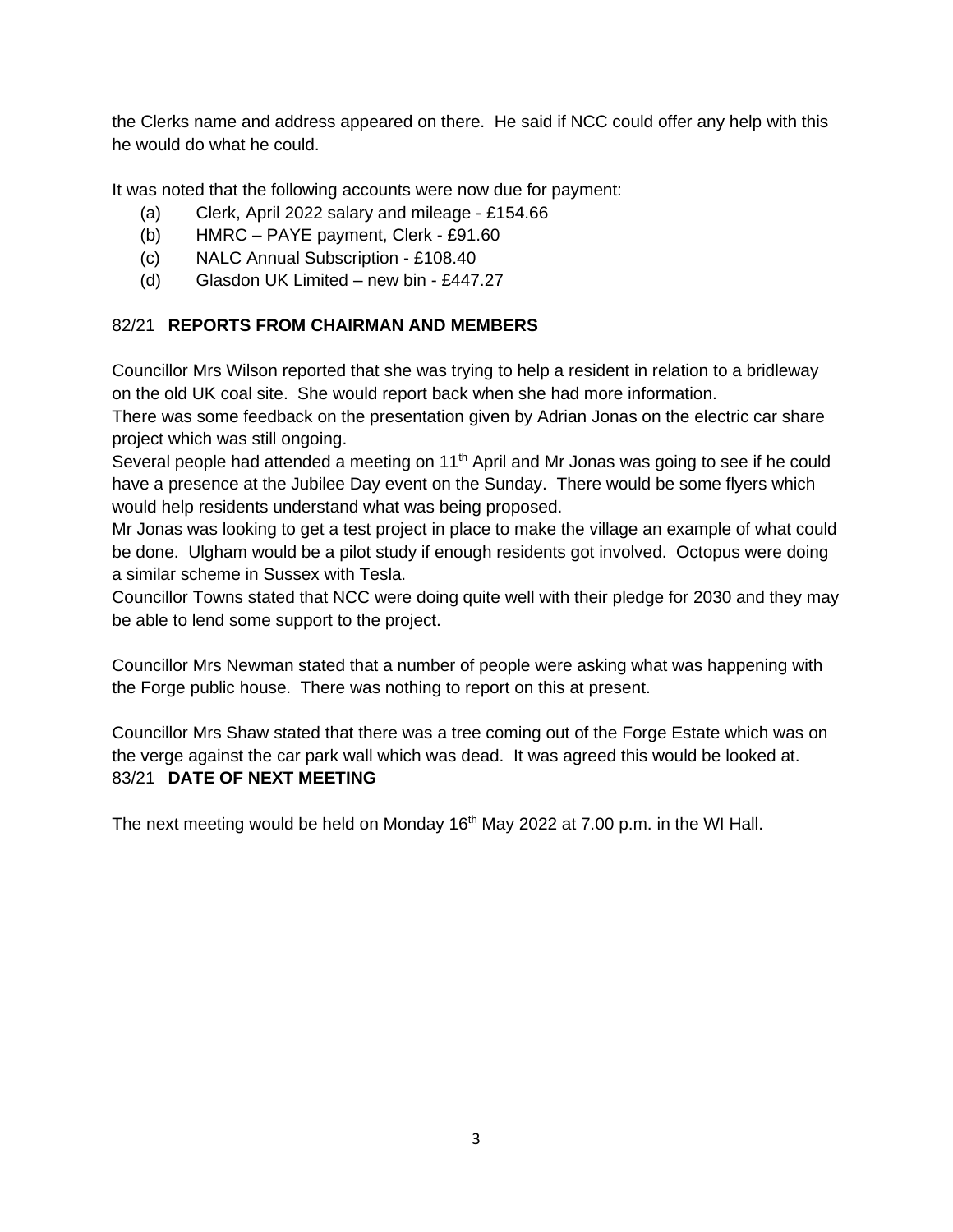the Clerks name and address appeared on there. He said if NCC could offer any help with this he would do what he could.

It was noted that the following accounts were now due for payment:

(a) Clerk, April 2022 salary and mileage - £154.66
(b) HMRC – PAYE payment, Clerk - £91.60
(c) NALC Annual Subscription - £108.40
(d) Glasdon UK Limited – new bin - £447.27

## 82/21 **REPORTS FROM CHAIRMAN AND MEMBERS**

Councillor Mrs Wilson reported that she was trying to help a resident in relation to a bridleway on the old UK coal site. She would report back when she had more information.
There was some feedback on the presentation given by Adrian Jonas on the electric car share project which was still ongoing.
Several people had attended a meeting on 11th April and Mr Jonas was going to see if he could have a presence at the Jubilee Day event on the Sunday. There would be some flyers which would help residents understand what was being proposed.
Mr Jonas was looking to get a test project in place to make the village an example of what could be done. Ulgham would be a pilot study if enough residents got involved. Octopus were doing a similar scheme in Sussex with Tesla.
Councillor Towns stated that NCC were doing quite well with their pledge for 2030 and they may be able to lend some support to the project.

Councillor Mrs Newman stated that a number of people were asking what was happening with the Forge public house. There was nothing to report on this at present.

Councillor Mrs Shaw stated that there was a tree coming out of the Forge Estate which was on the verge against the car park wall which was dead. It was agreed this would be looked at.

## 83/21 **DATE OF NEXT MEETING**

The next meeting would be held on Monday 16th May 2022 at 7.00 p.m. in the WI Hall.